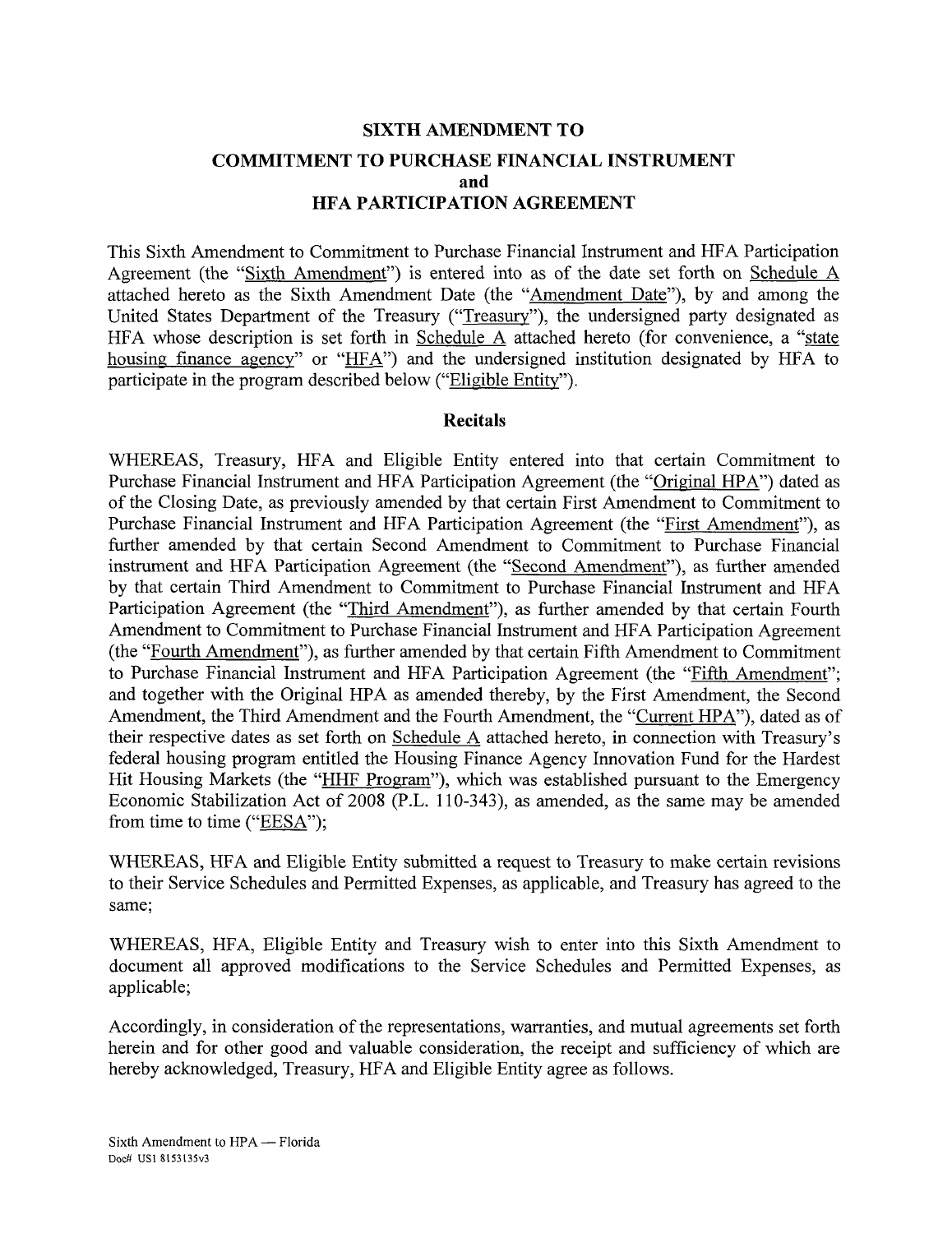# SIXTH AMENDMENT TO

# COMMITMENT TO PURCHASE FINANCIAL INSTRUMENT
# and
# HFA PARTICIPATION AGREEMENT

This Sixth Amendment to Commitment to Purchase Financial Instrument and HFA Participation Agreement (the "Sixth Amendment") is entered into as of the date set forth on Schedule A attached hereto as the Sixth Amendment Date (the "Amendment Date"), by and among the United States Department of the Treasury ("Treasury"), the undersigned party designated as HFA whose description is set forth in Schedule A attached hereto (for convenience, a "state housing finance agency" or "HFA") and the undersigned institution designated by HFA to participate in the program described below ("Eligible Entity").

## Recitals

WHEREAS, Treasury, HFA and Eligible Entity entered into that certain Commitment to Purchase Financial Instrument and HFA Participation Agreement (the "Original HPA") dated as of the Closing Date, as previously amended by that certain First Amendment to Commitment to Purchase Financial Instrument and HFA Participation Agreement (the "First Amendment"), as further amended by that certain Second Amendment to Commitment to Purchase Financial instrument and HFA Participation Agreement (the "Second Amendment"), as further amended by that certain Third Amendment to Commitment to Purchase Financial Instrument and HFA Participation Agreement (the "Third Amendment"), as further amended by that certain Fourth Amendment to Commitment to Purchase Financial Instrument and HFA Participation Agreement (the "Fourth Amendment"), as further amended by that certain Fifth Amendment to Commitment to Purchase Financial Instrument and HFA Participation Agreement (the "Fifth Amendment"; and together with the Original HPA as amended thereby, by the First Amendment, the Second Amendment, the Third Amendment and the Fourth Amendment, the "Current HPA"), dated as of their respective dates as set forth on Schedule A attached hereto, in connection with Treasury's federal housing program entitled the Housing Finance Agency Innovation Fund for the Hardest Hit Housing Markets (the "HHF Program"), which was established pursuant to the Emergency Economic Stabilization Act of 2008 (P.L. 110-343), as amended, as the same may be amended from time to time ("EESA");

WHEREAS, HFA and Eligible Entity submitted a request to Treasury to make certain revisions to their Service Schedules and Permitted Expenses, as applicable, and Treasury has agreed to the same;

WHEREAS, HFA, Eligible Entity and Treasury wish to enter into this Sixth Amendment to document all approved modifications to the Service Schedules and Permitted Expenses, as applicable;

Accordingly, in consideration of the representations, warranties, and mutual agreements set forth herein and for other good and valuable consideration, the receipt and sufficiency of which are hereby acknowledged, Treasury, HFA and Eligible Entity agree as follows.

Sixth Amendment to HPA — Florida
Doc# US1 8153135v3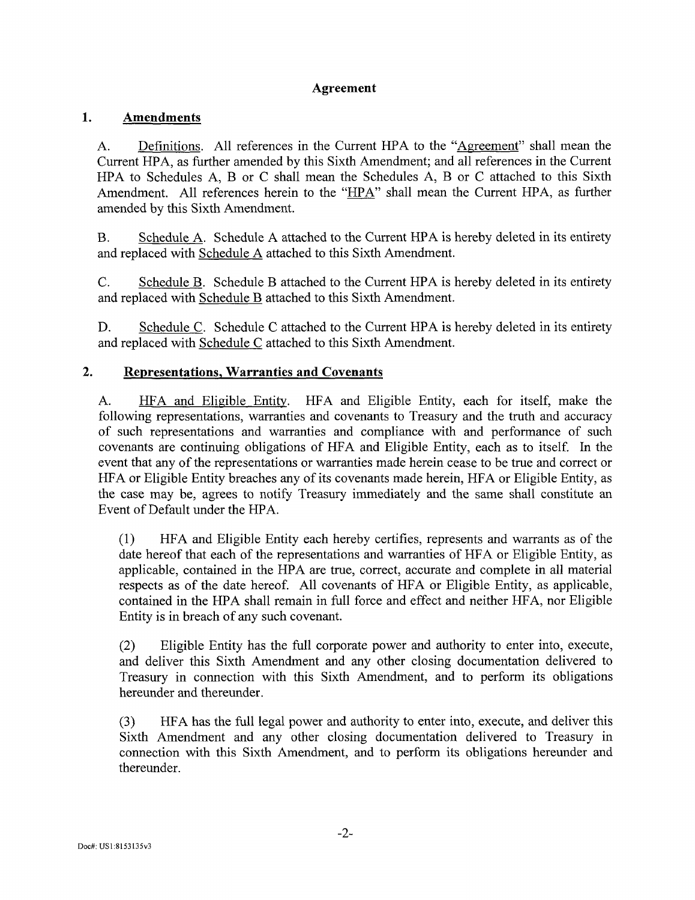## Agreement

### 1. Amendments

A. Definitions. All references in the Current HPA to the "Agreement" shall mean the Current HPA, as further amended by this Sixth Amendment; and all references in the Current HPA to Schedules A, B or C shall mean the Schedules A, B or C attached to this Sixth Amendment. All references herein to the "HPA" shall mean the Current HPA, as further amended by this Sixth Amendment.

B. Schedule A. Schedule A attached to the Current HPA is hereby deleted in its entirety and replaced with Schedule A attached to this Sixth Amendment.

C. Schedule B. Schedule B attached to the Current HPA is hereby deleted in its entirety and replaced with Schedule B attached to this Sixth Amendment.

D. Schedule C. Schedule C attached to the Current HPA is hereby deleted in its entirety and replaced with Schedule C attached to this Sixth Amendment.

### 2. Representations, Warranties and Covenants

A. HFA and Eligible Entity. HFA and Eligible Entity, each for itself, make the following representations, warranties and covenants to Treasury and the truth and accuracy of such representations and warranties and compliance with and performance of such covenants are continuing obligations of HFA and Eligible Entity, each as to itself. In the event that any of the representations or warranties made herein cease to be true and correct or HFA or Eligible Entity breaches any of its covenants made herein, HFA or Eligible Entity, as the case may be, agrees to notify Treasury immediately and the same shall constitute an Event of Default under the HPA.

(1) HFA and Eligible Entity each hereby certifies, represents and warrants as of the date hereof that each of the representations and warranties of HFA or Eligible Entity, as applicable, contained in the HPA are true, correct, accurate and complete in all material respects as of the date hereof. All covenants of HFA or Eligible Entity, as applicable, contained in the HPA shall remain in full force and effect and neither HFA, nor Eligible Entity is in breach of any such covenant.

(2) Eligible Entity has the full corporate power and authority to enter into, execute, and deliver this Sixth Amendment and any other closing documentation delivered to Treasury in connection with this Sixth Amendment, and to perform its obligations hereunder and thereunder.

(3) HFA has the full legal power and authority to enter into, execute, and deliver this Sixth Amendment and any other closing documentation delivered to Treasury in connection with this Sixth Amendment, and to perform its obligations hereunder and thereunder.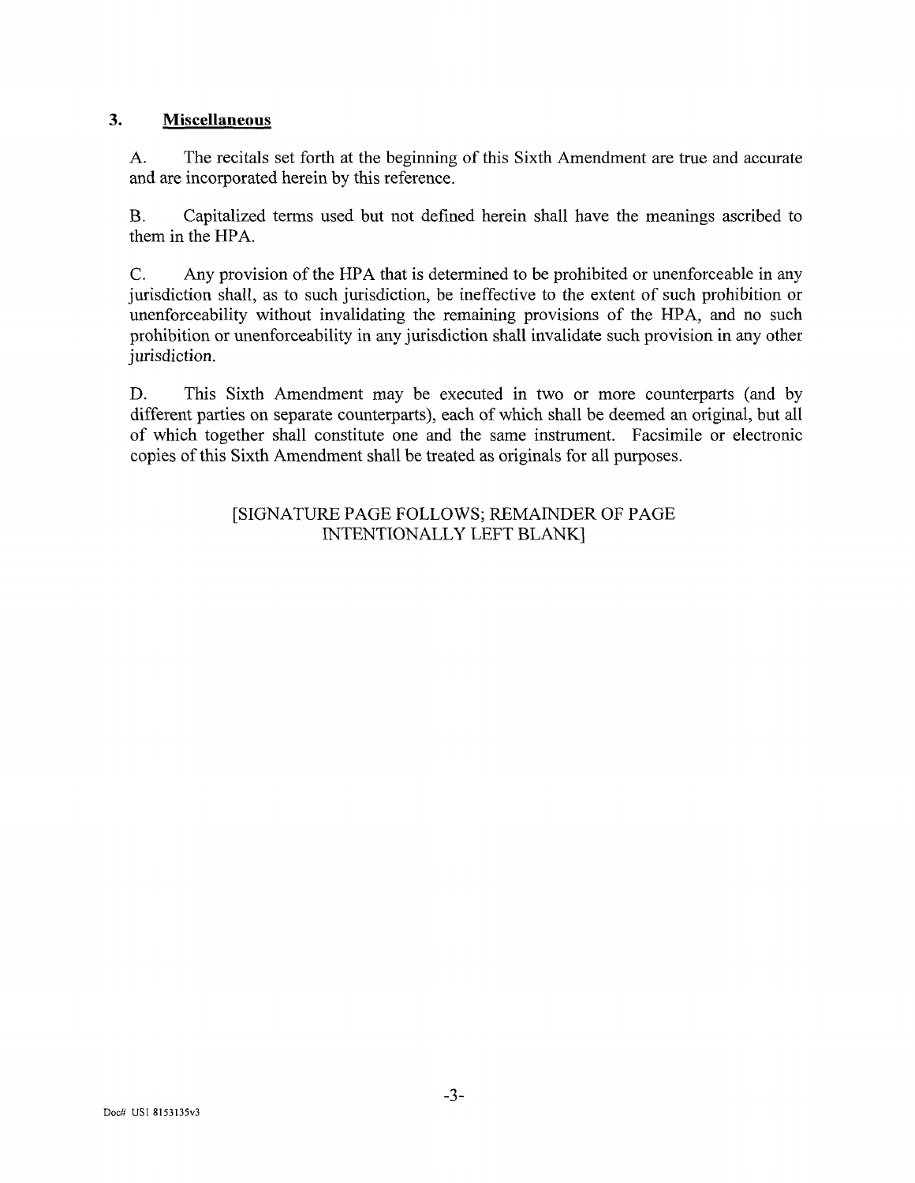## 3. **Miscellaneous**

A. The recitals set forth at the beginning of this Sixth Amendment are true and accurate and are incorporated herein by this reference.

B. Capitalized terms used but not defined herein shall have the meanings ascribed to them in the HPA.

C. Any provision of the HPA that is determined to be prohibited or unenforceable in any jurisdiction shall, as to such jurisdiction, be ineffective to the extent of such prohibition or unenforceability without invalidating the remaining provisions of the HPA, and no such prohibition or unenforceability in any jurisdiction shall invalidate such provision in any other jurisdiction.

D. This Sixth Amendment may be executed in two or more counterparts (and by different parties on separate counterparts), each of which shall be deemed an original, but all of which together shall constitute one and the same instrument. Facsimile or electronic copies of this Sixth Amendment shall be treated as originals for all purposes.

[SIGNATURE PAGE FOLLOWS; REMAINDER OF PAGE INTENTIONALLY LEFT BLANK]

Doc# US1 8153135v3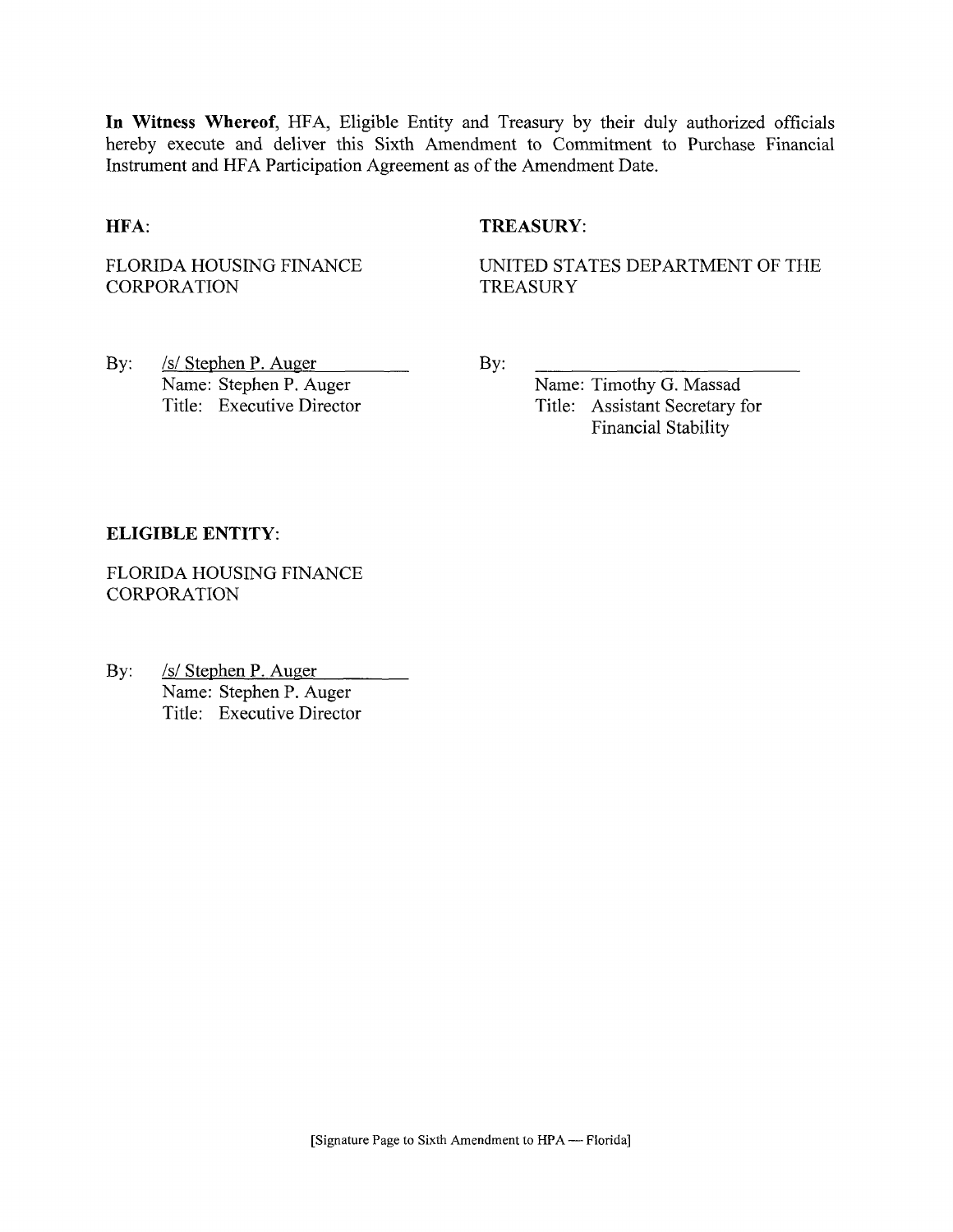**In Witness Whereof**, HFA, Eligible Entity and Treasury by their duly authorized officials hereby execute and deliver this Sixth Amendment to Commitment to Purchase Financial Instrument and HFA Participation Agreement as of the Amendment Date.

**HFA**:

FLORIDA HOUSING FINANCE CORPORATION

By: /s/ Stephen P. Auger
Name: Stephen P. Auger
Title: Executive Director

**TREASURY**:

UNITED STATES DEPARTMENT OF THE TREASURY

By: ____________________________
Name: Timothy G. Massad
Title: Assistant Secretary for Financial Stability

**ELIGIBLE ENTITY**:

FLORIDA HOUSING FINANCE CORPORATION

By: /s/ Stephen P. Auger
Name: Stephen P. Auger
Title: Executive Director

[Signature Page to Sixth Amendment to HPA — Florida]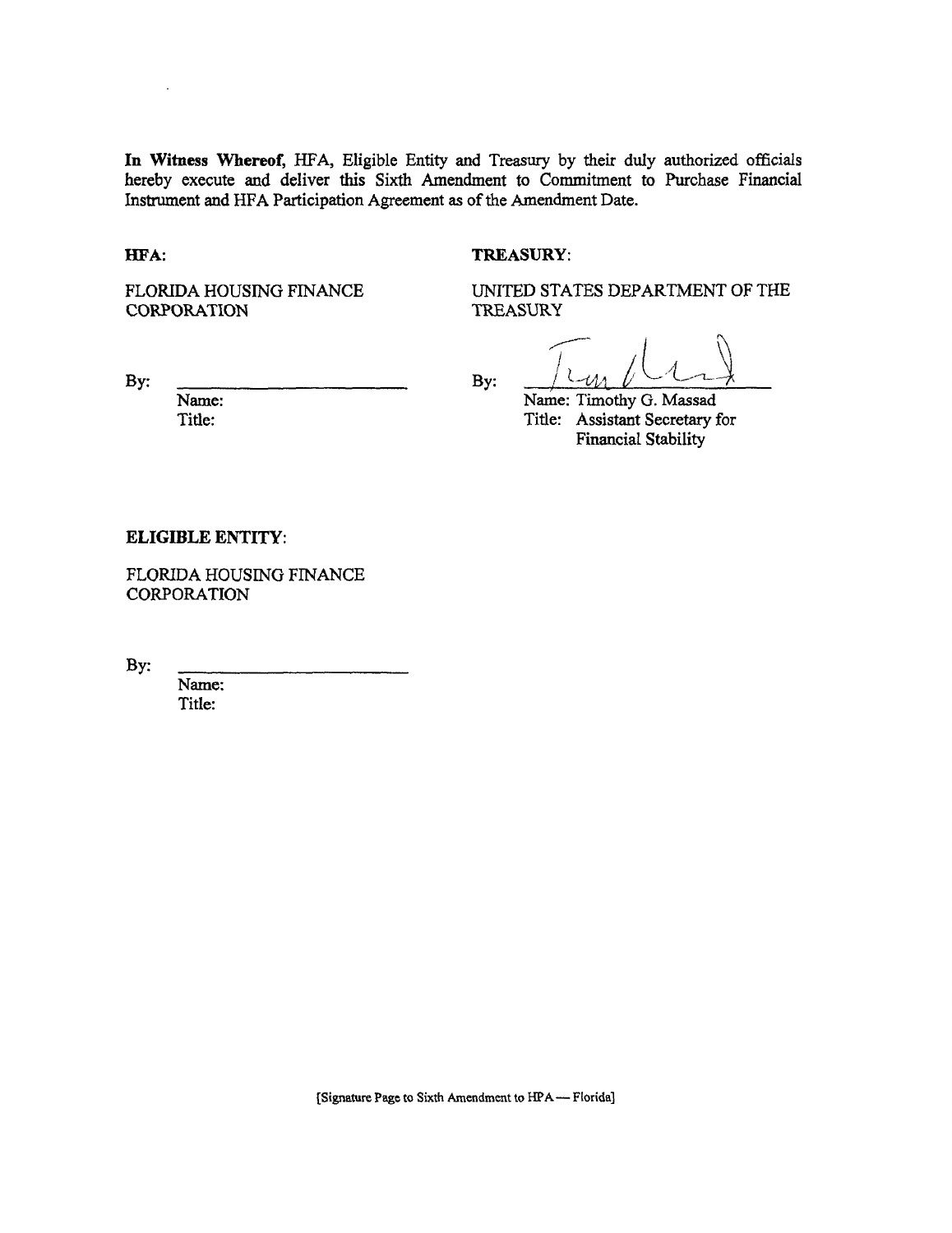**In Witness Whereof,** HFA, Eligible Entity and Treasury by their duly authorized officials hereby execute and deliver this Sixth Amendment to Commitment to Purchase Financial Instrument and HFA Participation Agreement as of the Amendment Date.

**HFA:**

FLORIDA HOUSING FINANCE CORPORATION

By: ______________________

Name:

Title:

**TREASURY:**

UNITED STATES DEPARTMENT OF THE TREASURY

By: ______________________

Name: Timothy G. Massad

Title: Assistant Secretary for Financial Stability

**ELIGIBLE ENTITY:**

FLORIDA HOUSING FINANCE CORPORATION

By: ______________________

Name:

Title:

[Signature Page to Sixth Amendment to HPA — Florida]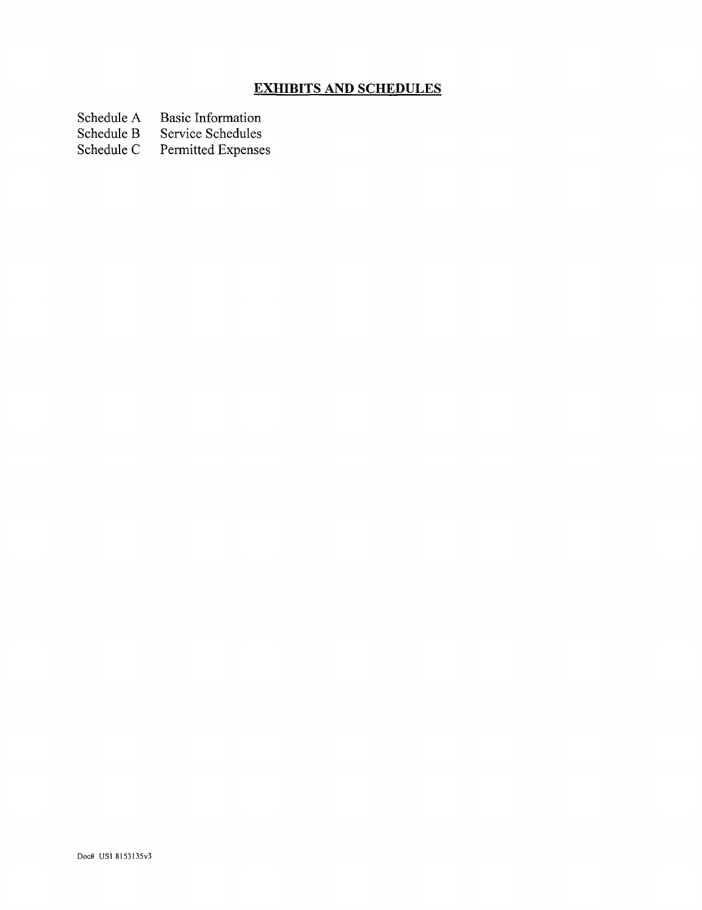## EXHIBITS AND SCHEDULES

| | |
|---|---|
| Schedule A | Basic Information |
| Schedule B | Service Schedules |
| Schedule C | Permitted Expenses |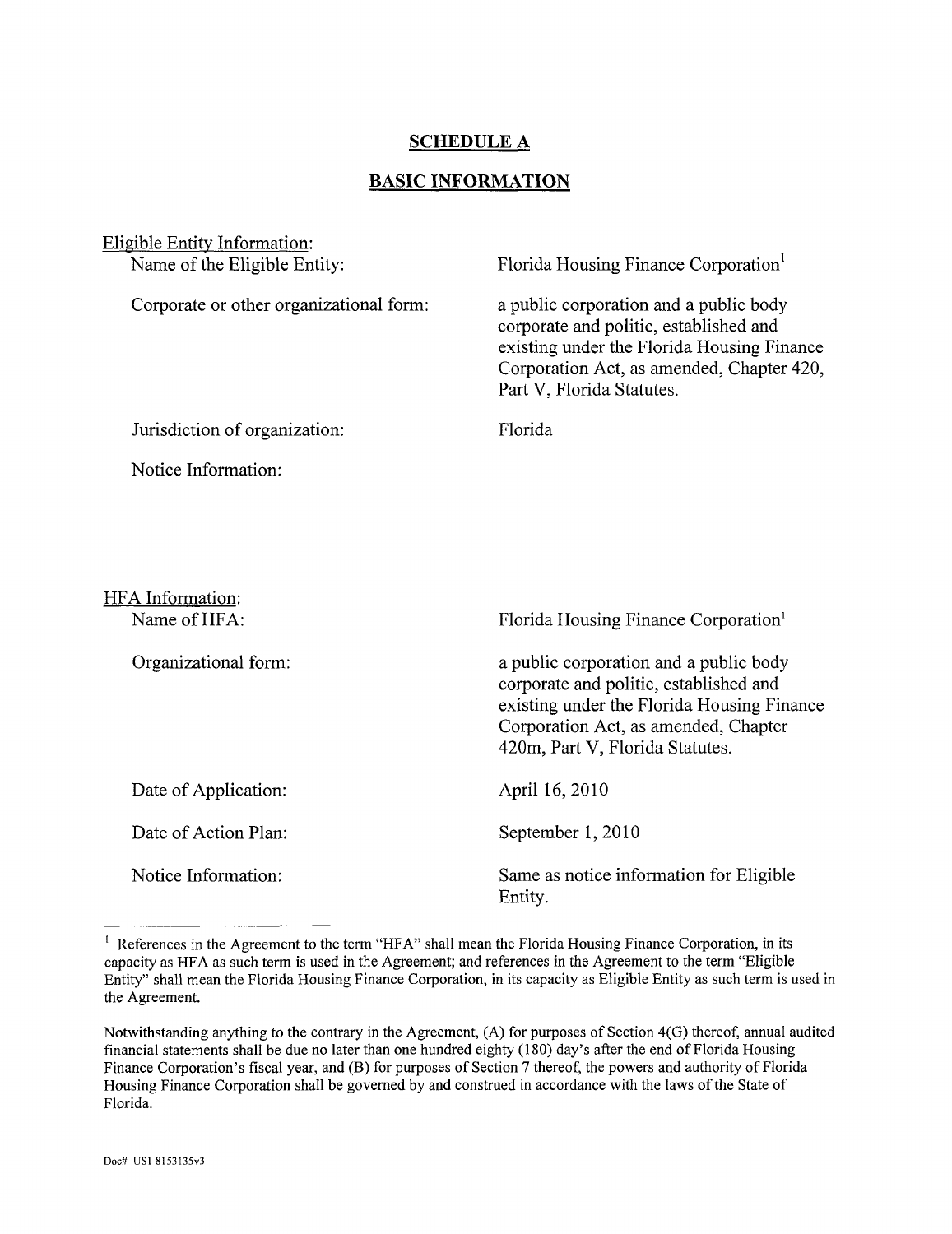# SCHEDULE A

## BASIC INFORMATION

Eligible Entity Information:

| | |
|---|---|
| Name of the Eligible Entity: | Florida Housing Finance Corporation[1] |
| Corporate or other organizational form: | a public corporation and a public body corporate and politic, established and existing under the Florida Housing Finance Corporation Act, as amended, Chapter 420, Part V, Florida Statutes. |
| Jurisdiction of organization: | Florida |
| Notice Information: | |

HFA Information:

| | |
|---|---|
| Name of HFA: | Florida Housing Finance Corporation[1] |
| Organizational form: | a public corporation and a public body corporate and politic, established and existing under the Florida Housing Finance Corporation Act, as amended, Chapter 420m, Part V, Florida Statutes. |
| Date of Application: | April 16, 2010 |
| Date of Action Plan: | September 1, 2010 |
| Notice Information: | Same as notice information for Eligible Entity. |

---

[1] References in the Agreement to the term "HFA" shall mean the Florida Housing Finance Corporation, in its capacity as HFA as such term is used in the Agreement; and references in the Agreement to the term "Eligible Entity" shall mean the Florida Housing Finance Corporation, in its capacity as Eligible Entity as such term is used in the Agreement.

Notwithstanding anything to the contrary in the Agreement, (A) for purposes of Section 4(G) thereof, annual audited financial statements shall be due no later than one hundred eighty (180) day's after the end of Florida Housing Finance Corporation's fiscal year, and (B) for purposes of Section 7 thereof, the powers and authority of Florida Housing Finance Corporation shall be governed by and construed in accordance with the laws of the State of Florida.

Doc# US1 8153135v3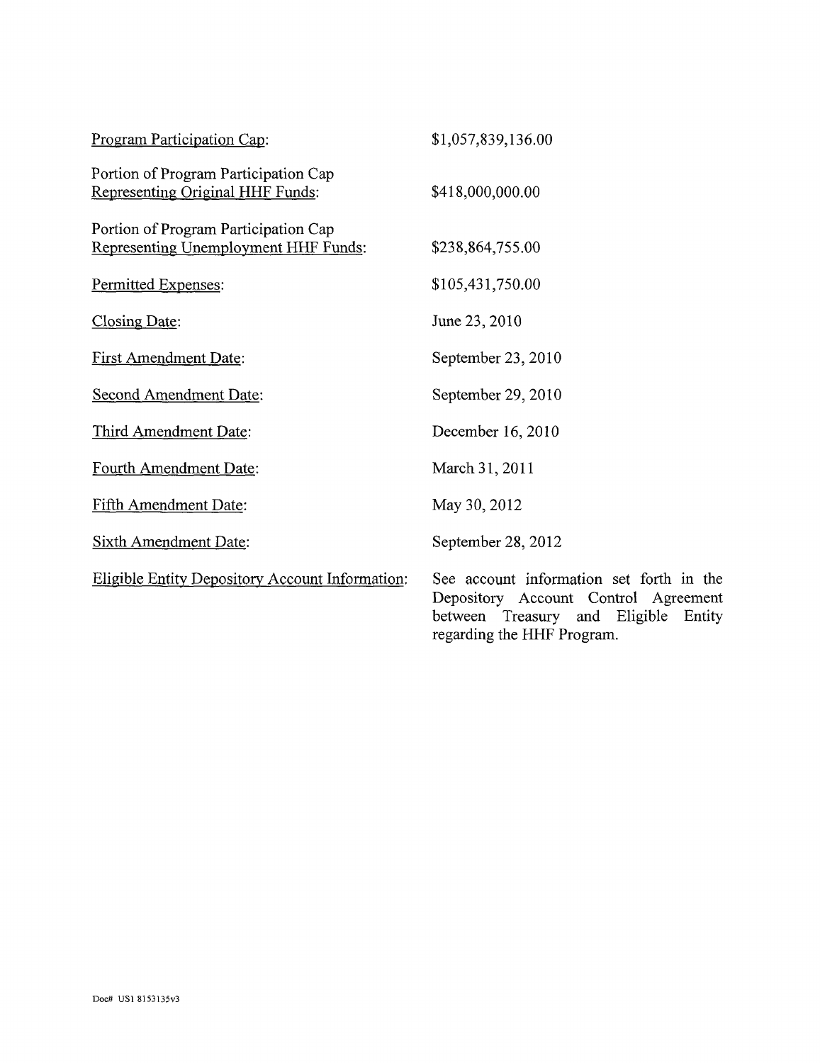| | |
|---|---|
| Program Participation Cap: | $1,057,839,136.00 |
| Portion of Program Participation Cap Representing Original HHF Funds: | $418,000,000.00 |
| Portion of Program Participation Cap Representing Unemployment HHF Funds: | $238,864,755.00 |
| Permitted Expenses: | $105,431,750.00 |
| Closing Date: | June 23, 2010 |
| First Amendment Date: | September 23, 2010 |
| Second Amendment Date: | September 29, 2010 |
| Third Amendment Date: | December 16, 2010 |
| Fourth Amendment Date: | March 31, 2011 |
| Fifth Amendment Date: | May 30, 2012 |
| Sixth Amendment Date: | September 28, 2012 |
| Eligible Entity Depository Account Information: | See account information set forth in the Depository Account Control Agreement between Treasury and Eligible Entity regarding the HHF Program. |

Doc# US1 8153135v3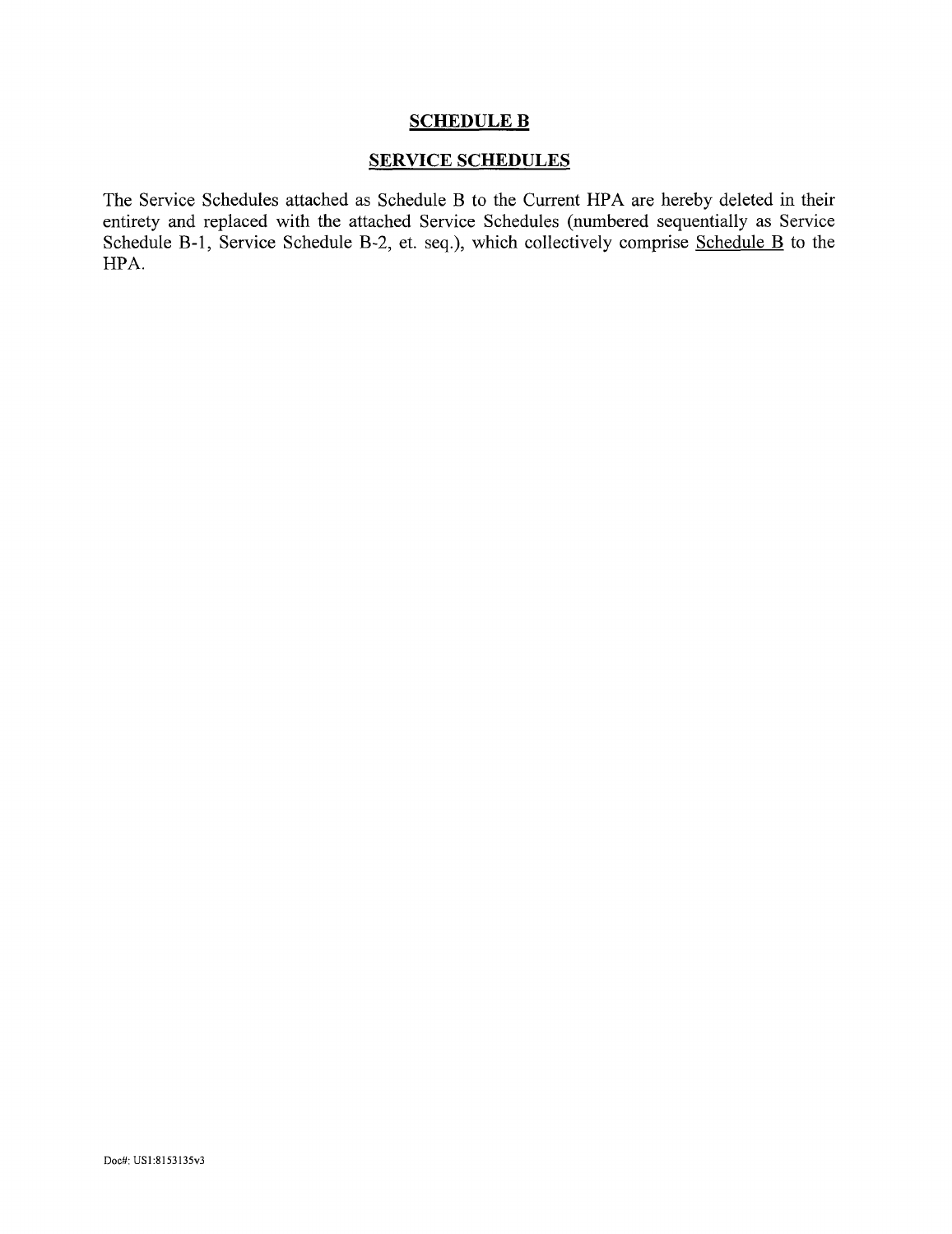# SCHEDULE B

## SERVICE SCHEDULES

The Service Schedules attached as Schedule B to the Current HPA are hereby deleted in their entirety and replaced with the attached Service Schedules (numbered sequentially as Service Schedule B-1, Service Schedule B-2, et. seq.), which collectively comprise Schedule B to the HPA.

Doc#: US1:8153135v3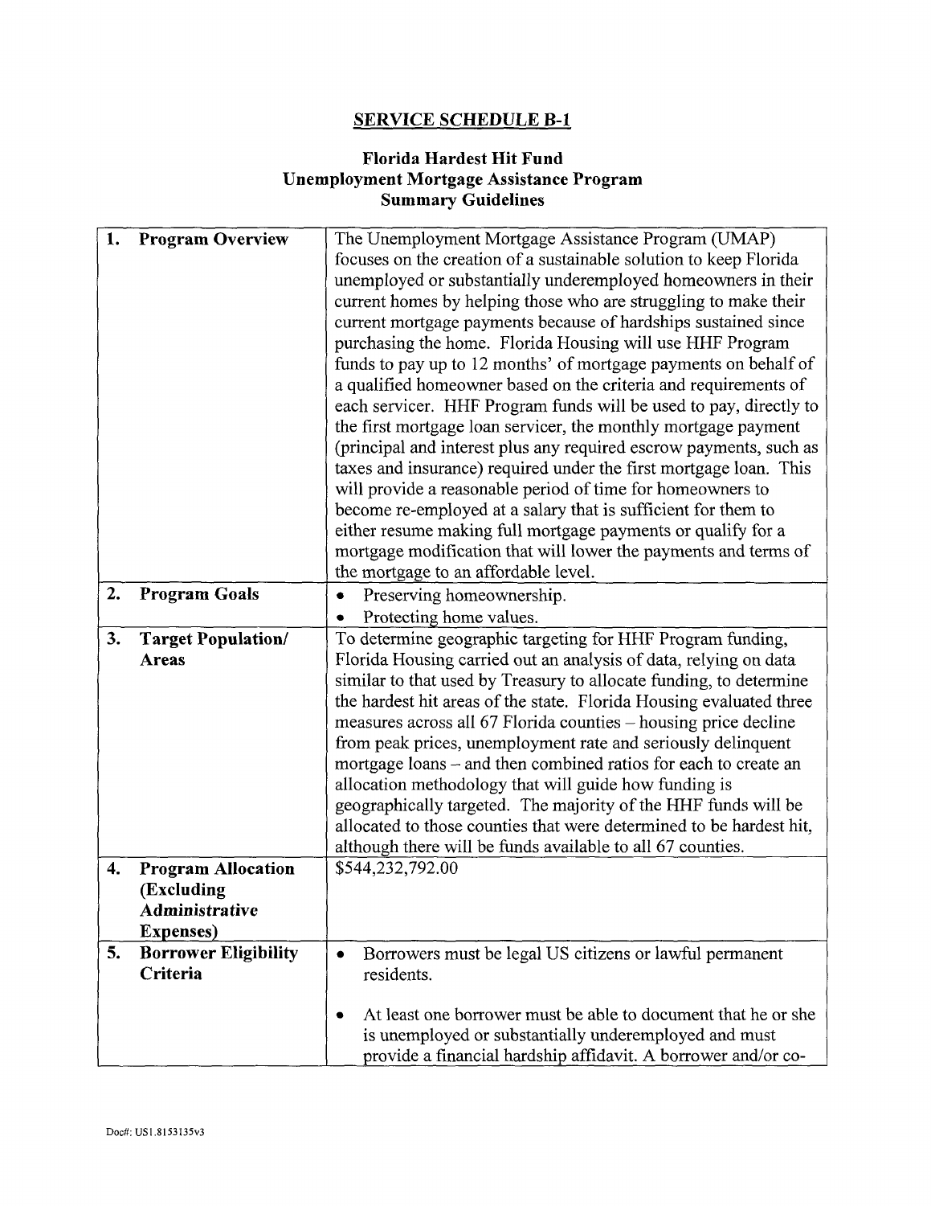## SERVICE SCHEDULE B-1

### Florida Hardest Hit Fund
### Unemployment Mortgage Assistance Program
### Summary Guidelines

| | |
|---|---|
| **1. Program Overview** | The Unemployment Mortgage Assistance Program (UMAP) focuses on the creation of a sustainable solution to keep Florida unemployed or substantially underemployed homeowners in their current homes by helping those who are struggling to make their current mortgage payments because of hardships sustained since purchasing the home. Florida Housing will use HHF Program funds to pay up to 12 months' of mortgage payments on behalf of a qualified homeowner based on the criteria and requirements of each servicer. HHF Program funds will be used to pay, directly to the first mortgage loan servicer, the monthly mortgage payment (principal and interest plus any required escrow payments, such as taxes and insurance) required under the first mortgage loan. This will provide a reasonable period of time for homeowners to become re-employed at a salary that is sufficient for them to either resume making full mortgage payments or qualify for a mortgage modification that will lower the payments and terms of the mortgage to an affordable level. |
| **2. Program Goals** | • Preserving homeownership.<br>• Protecting home values. |
| **3. Target Population/ Areas** | To determine geographic targeting for HHF Program funding, Florida Housing carried out an analysis of data, relying on data similar to that used by Treasury to allocate funding, to determine the hardest hit areas of the state. Florida Housing evaluated three measures across all 67 Florida counties – housing price decline from peak prices, unemployment rate and seriously delinquent mortgage loans – and then combined ratios for each to create an allocation methodology that will guide how funding is geographically targeted. The majority of the HHF funds will be allocated to those counties that were determined to be hardest hit, although there will be funds available to all 67 counties. |
| **4. Program Allocation (Excluding Administrative Expenses)** | $544,232,792.00 |
| **5. Borrower Eligibility Criteria** | • Borrowers must be legal US citizens or lawful permanent residents.<br><br>• At least one borrower must be able to document that he or she is unemployed or substantially underemployed and must provide a financial hardship affidavit. A borrower and/or co- |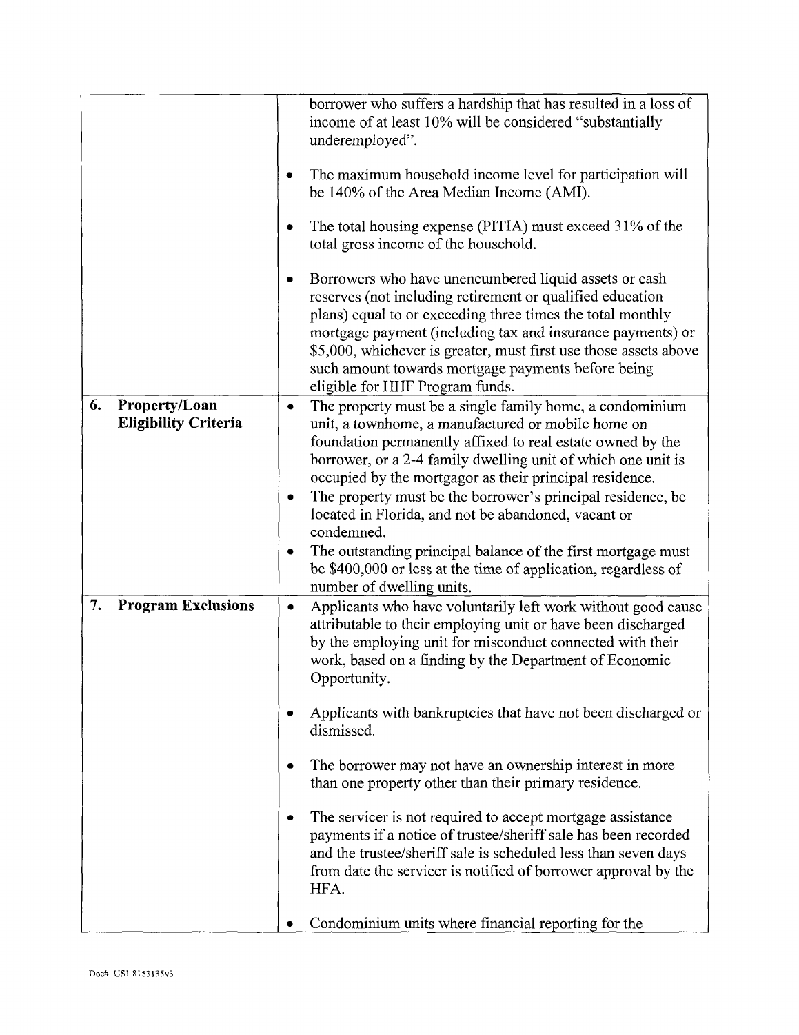| | |
|---|---|
| | borrower who suffers a hardship that has resulted in a loss of income of at least 10% will be considered "substantially underemployed".<br><br>• The maximum household income level for participation will be 140% of the Area Median Income (AMI).<br><br>• The total housing expense (PITIA) must exceed 31% of the total gross income of the household.<br><br>• Borrowers who have unencumbered liquid assets or cash reserves (not including retirement or qualified education plans) equal to or exceeding three times the total monthly mortgage payment (including tax and insurance payments) or $5,000, whichever is greater, must first use those assets above such amount towards mortgage payments before being eligible for HHF Program funds. |
| **6. Property/Loan Eligibility Criteria** | • The property must be a single family home, a condominium unit, a townhome, a manufactured or mobile home on foundation permanently affixed to real estate owned by the borrower, or a 2-4 family dwelling unit of which one unit is occupied by the mortgagor as their principal residence.<br>• The property must be the borrower's principal residence, be located in Florida, and not be abandoned, vacant or condemned.<br>• The outstanding principal balance of the first mortgage must be $400,000 or less at the time of application, regardless of number of dwelling units. |
| **7. Program Exclusions** | • Applicants who have voluntarily left work without good cause attributable to their employing unit or have been discharged by the employing unit for misconduct connected with their work, based on a finding by the Department of Economic Opportunity.<br><br>• Applicants with bankruptcies that have not been discharged or dismissed.<br><br>• The borrower may not have an ownership interest in more than one property other than their primary residence.<br><br>• The servicer is not required to accept mortgage assistance payments if a notice of trustee/sheriff sale has been recorded and the trustee/sheriff sale is scheduled less than seven days from date the servicer is notified of borrower approval by the HFA.<br><br>• Condominium units where financial reporting for the |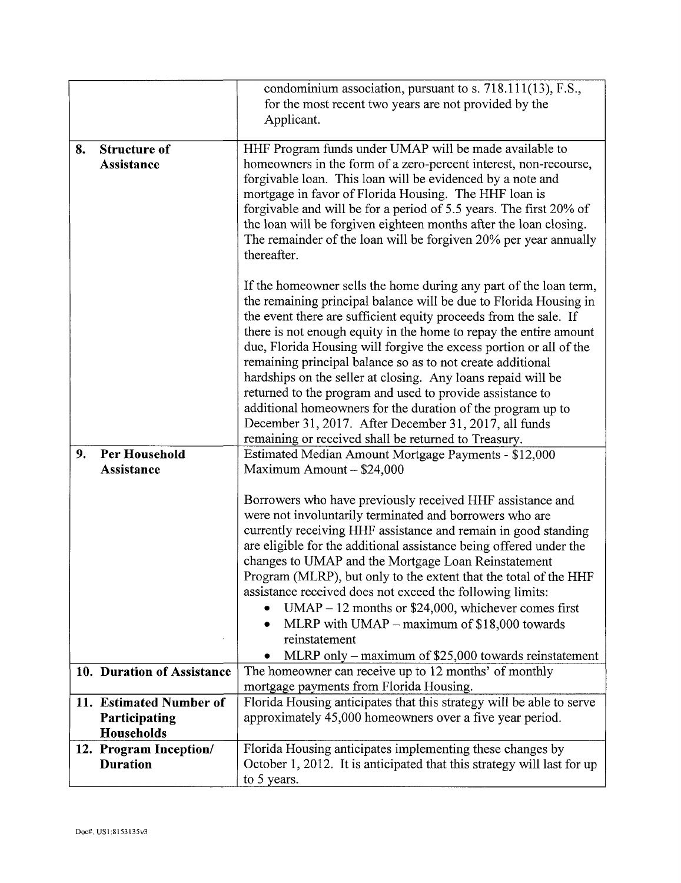| | |
|---|---|
| | condominium association, pursuant to s. 718.111(13), F.S., for the most recent two years are not provided by the Applicant. |
| **8. Structure of Assistance** | HHF Program funds under UMAP will be made available to homeowners in the form of a zero-percent interest, non-recourse, forgivable loan. This loan will be evidenced by a note and mortgage in favor of Florida Housing. The HHF loan is forgivable and will be for a period of 5.5 years. The first 20% of the loan will be forgiven eighteen months after the loan closing. The remainder of the loan will be forgiven 20% per year annually thereafter.<br><br>If the homeowner sells the home during any part of the loan term, the remaining principal balance will be due to Florida Housing in the event there are sufficient equity proceeds from the sale. If there is not enough equity in the home to repay the entire amount due, Florida Housing will forgive the excess portion or all of the remaining principal balance so as to not create additional hardships on the seller at closing. Any loans repaid will be returned to the program and used to provide assistance to additional homeowners for the duration of the program up to December 31, 2017. After December 31, 2017, all funds remaining or received shall be returned to Treasury. |
| **9. Per Household Assistance** | Estimated Median Amount Mortgage Payments - $12,000<br>Maximum Amount – $24,000<br><br>Borrowers who have previously received HHF assistance and were not involuntarily terminated and borrowers who are currently receiving HHF assistance and remain in good standing are eligible for the additional assistance being offered under the changes to UMAP and the Mortgage Loan Reinstatement Program (MLRP), but only to the extent that the total of the HHF assistance received does not exceed the following limits:<br>• UMAP – 12 months or $24,000, whichever comes first<br>• MLRP with UMAP – maximum of $18,000 towards reinstatement<br>• MLRP only – maximum of $25,000 towards reinstatement |
| **10. Duration of Assistance** | The homeowner can receive up to 12 months' of monthly mortgage payments from Florida Housing. |
| **11. Estimated Number of Participating Households** | Florida Housing anticipates that this strategy will be able to serve approximately 45,000 homeowners over a five year period. |
| **12. Program Inception/ Duration** | Florida Housing anticipates implementing these changes by October 1, 2012. It is anticipated that this strategy will last for up to 5 years. |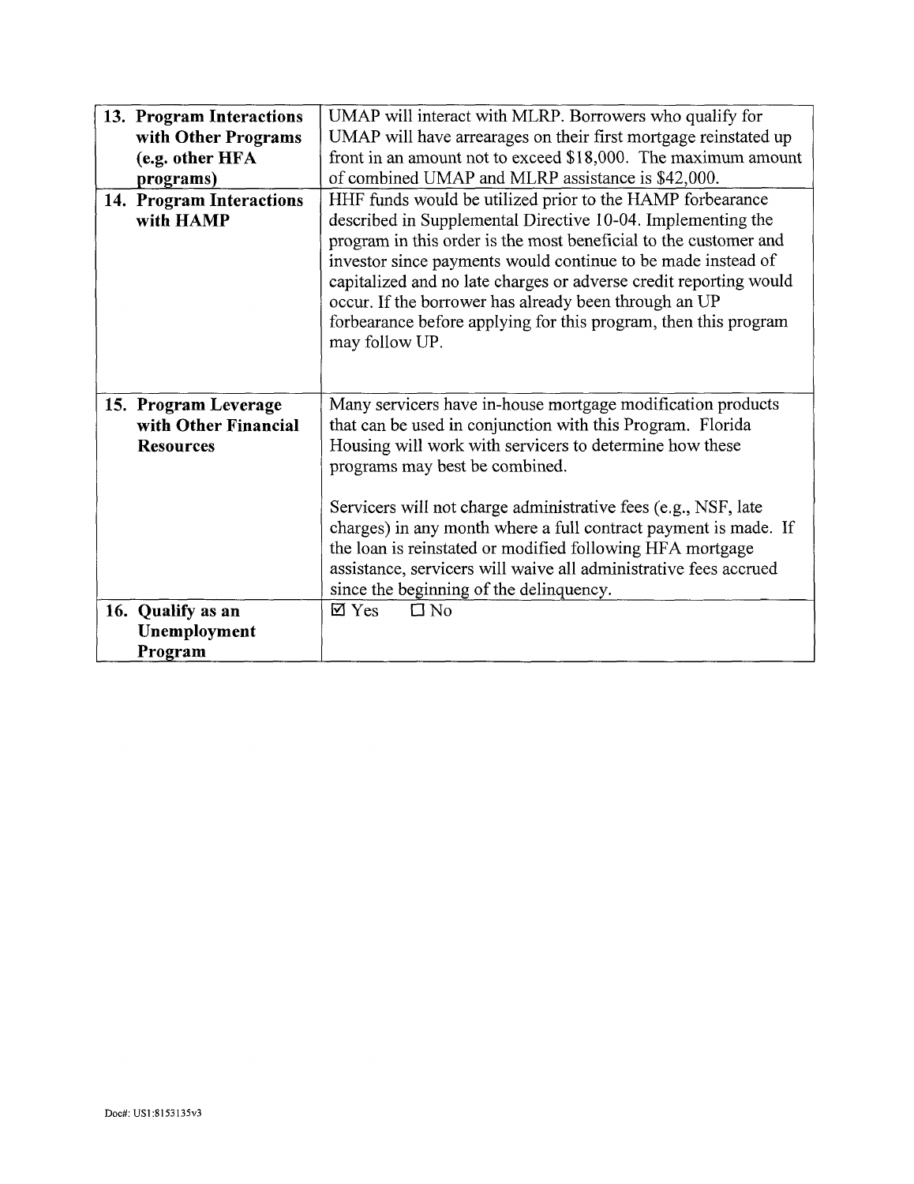| | |
|---|---|
| **13. Program Interactions with Other Programs (e.g. other HFA programs)** | UMAP will interact with MLRP. Borrowers who qualify for UMAP will have arrearages on their first mortgage reinstated up front in an amount not to exceed $18,000. The maximum amount of combined UMAP and MLRP assistance is $42,000. |
| **14. Program Interactions with HAMP** | HHF funds would be utilized prior to the HAMP forbearance described in Supplemental Directive 10-04. Implementing the program in this order is the most beneficial to the customer and investor since payments would continue to be made instead of capitalized and no late charges or adverse credit reporting would occur. If the borrower has already been through an UP forbearance before applying for this program, then this program may follow UP. |
| **15. Program Leverage with Other Financial Resources** | Many servicers have in-house mortgage modification products that can be used in conjunction with this Program. Florida Housing will work with servicers to determine how these programs may best be combined.<br><br>Servicers will not charge administrative fees (e.g., NSF, late charges) in any month where a full contract payment is made. If the loan is reinstated or modified following HFA mortgage assistance, servicers will waive all administrative fees accrued since the beginning of the delinquency. |
| **16. Qualify as an Unemployment Program** | ☑ Yes ☐ No |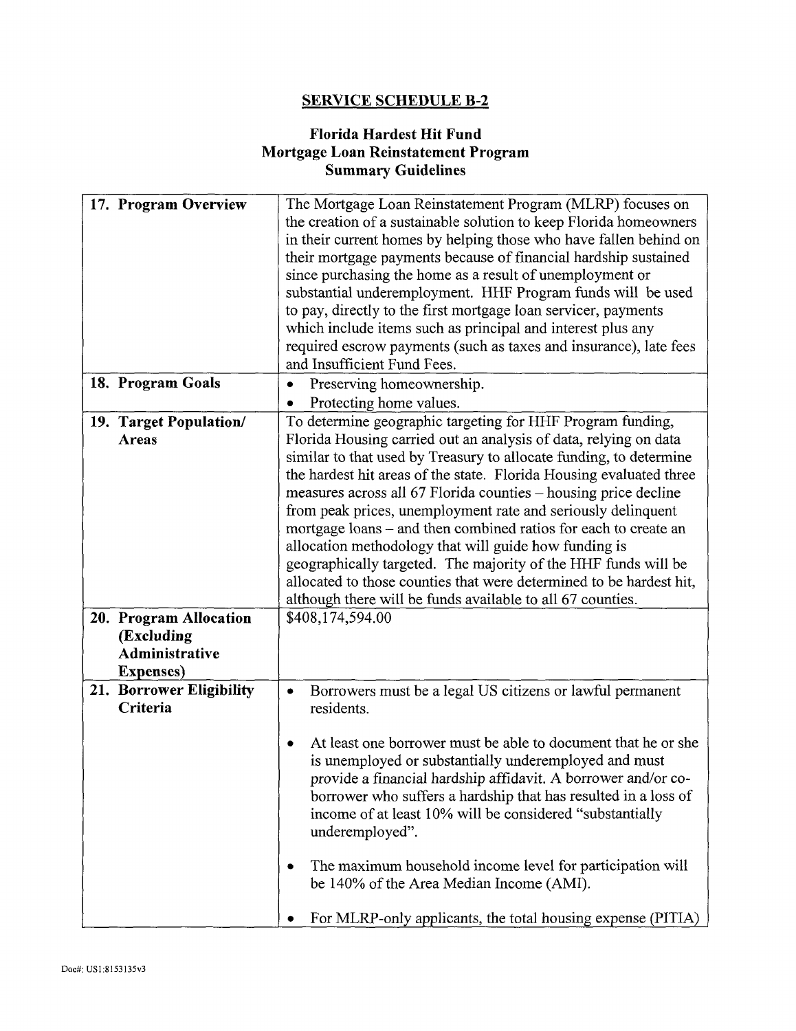## SERVICE SCHEDULE B-2

### Florida Hardest Hit Fund
### Mortgage Loan Reinstatement Program
### Summary Guidelines

| | |
|---|---|
| **17. Program Overview** | The Mortgage Loan Reinstatement Program (MLRP) focuses on the creation of a sustainable solution to keep Florida homeowners in their current homes by helping those who have fallen behind on their mortgage payments because of financial hardship sustained since purchasing the home as a result of unemployment or substantial underemployment. HHF Program funds will be used to pay, directly to the first mortgage loan servicer, payments which include items such as principal and interest plus any required escrow payments (such as taxes and insurance), late fees and Insufficient Fund Fees. |
| **18. Program Goals** | • Preserving homeownership.<br>• Protecting home values. |
| **19. Target Population/ Areas** | To determine geographic targeting for HHF Program funding, Florida Housing carried out an analysis of data, relying on data similar to that used by Treasury to allocate funding, to determine the hardest hit areas of the state. Florida Housing evaluated three measures across all 67 Florida counties – housing price decline from peak prices, unemployment rate and seriously delinquent mortgage loans – and then combined ratios for each to create an allocation methodology that will guide how funding is geographically targeted. The majority of the HHF funds will be allocated to those counties that were determined to be hardest hit, although there will be funds available to all 67 counties. |
| **20. Program Allocation (Excluding Administrative Expenses)** | $408,174,594.00 |
| **21. Borrower Eligibility Criteria** | • Borrowers must be a legal US citizens or lawful permanent residents.<br><br>• At least one borrower must be able to document that he or she is unemployed or substantially underemployed and must provide a financial hardship affidavit. A borrower and/or co-borrower who suffers a hardship that has resulted in a loss of income of at least 10% will be considered "substantially underemployed".<br><br>• The maximum household income level for participation will be 140% of the Area Median Income (AMI).<br><br>• For MLRP-only applicants, the total housing expense (PITIA) |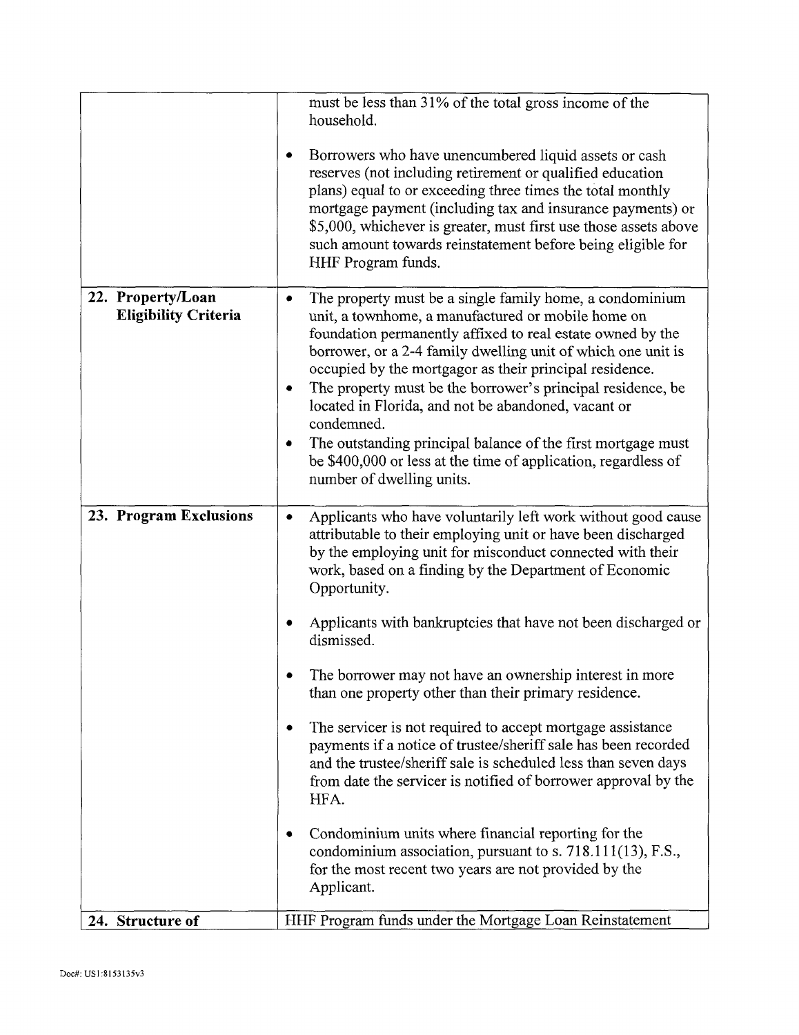| | |
|---|---|
| | must be less than 31% of the total gross income of the household.<br><br>• Borrowers who have unencumbered liquid assets or cash reserves (not including retirement or qualified education plans) equal to or exceeding three times the total monthly mortgage payment (including tax and insurance payments) or $5,000, whichever is greater, must first use those assets above such amount towards reinstatement before being eligible for HHF Program funds. |
| **22. Property/Loan Eligibility Criteria** | • The property must be a single family home, a condominium unit, a townhome, a manufactured or mobile home on foundation permanently affixed to real estate owned by the borrower, or a 2-4 family dwelling unit of which one unit is occupied by the mortgagor as their principal residence.<br>• The property must be the borrower's principal residence, be located in Florida, and not be abandoned, vacant or condemned.<br>• The outstanding principal balance of the first mortgage must be $400,000 or less at the time of application, regardless of number of dwelling units. |
| **23. Program Exclusions** | • Applicants who have voluntarily left work without good cause attributable to their employing unit or have been discharged by the employing unit for misconduct connected with their work, based on a finding by the Department of Economic Opportunity.<br><br>• Applicants with bankruptcies that have not been discharged or dismissed.<br><br>• The borrower may not have an ownership interest in more than one property other than their primary residence.<br><br>• The servicer is not required to accept mortgage assistance payments if a notice of trustee/sheriff sale has been recorded and the trustee/sheriff sale is scheduled less than seven days from date the servicer is notified of borrower approval by the HFA.<br><br>• Condominium units where financial reporting for the condominium association, pursuant to s. 718.111(13), F.S., for the most recent two years are not provided by the Applicant. |
| **24. Structure of** | HHF Program funds under the Mortgage Loan Reinstatement |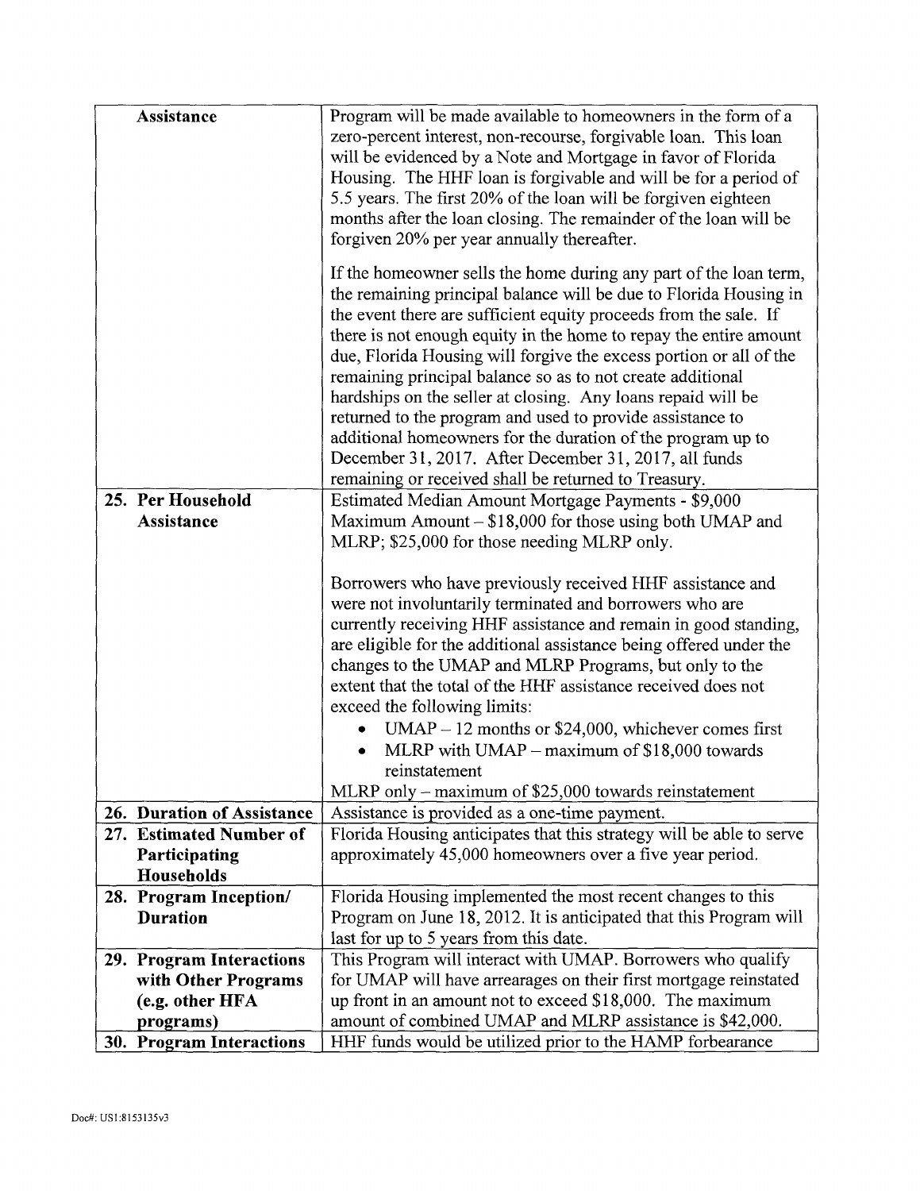| | |
|---|---|
| **Assistance** | Program will be made available to homeowners in the form of a zero-percent interest, non-recourse, forgivable loan. This loan will be evidenced by a Note and Mortgage in favor of Florida Housing. The HHF loan is forgivable and will be for a period of 5.5 years. The first 20% of the loan will be forgiven eighteen months after the loan closing. The remainder of the loan will be forgiven 20% per year annually thereafter.<br><br>If the homeowner sells the home during any part of the loan term, the remaining principal balance will be due to Florida Housing in the event there are sufficient equity proceeds from the sale. If there is not enough equity in the home to repay the entire amount due, Florida Housing will forgive the excess portion or all of the remaining principal balance so as to not create additional hardships on the seller at closing. Any loans repaid will be returned to the program and used to provide assistance to additional homeowners for the duration of the program up to December 31, 2017. After December 31, 2017, all funds remaining or received shall be returned to Treasury. |
| **25. Per Household Assistance** | Estimated Median Amount Mortgage Payments - $9,000<br>Maximum Amount – $18,000 for those using both UMAP and MLRP; $25,000 for those needing MLRP only.<br><br>Borrowers who have previously received HHF assistance and were not involuntarily terminated and borrowers who are currently receiving HHF assistance and remain in good standing, are eligible for the additional assistance being offered under the changes to the UMAP and MLRP Programs, but only to the extent that the total of the HHF assistance received does not exceed the following limits:<br>• UMAP – 12 months or $24,000, whichever comes first<br>• MLRP with UMAP – maximum of $18,000 towards reinstatement<br>MLRP only – maximum of $25,000 towards reinstatement |
| **26. Duration of Assistance** | Assistance is provided as a one-time payment. |
| **27. Estimated Number of Participating Households** | Florida Housing anticipates that this strategy will be able to serve approximately 45,000 homeowners over a five year period. |
| **28. Program Inception/ Duration** | Florida Housing implemented the most recent changes to this Program on June 18, 2012. It is anticipated that this Program will last for up to 5 years from this date. |
| **29. Program Interactions with Other Programs (e.g. other HFA programs)** | This Program will interact with UMAP. Borrowers who qualify for UMAP will have arrearages on their first mortgage reinstated up front in an amount not to exceed $18,000. The maximum amount of combined UMAP and MLRP assistance is $42,000. |
| **30. Program Interactions** | HHF funds would be utilized prior to the HAMP forbearance |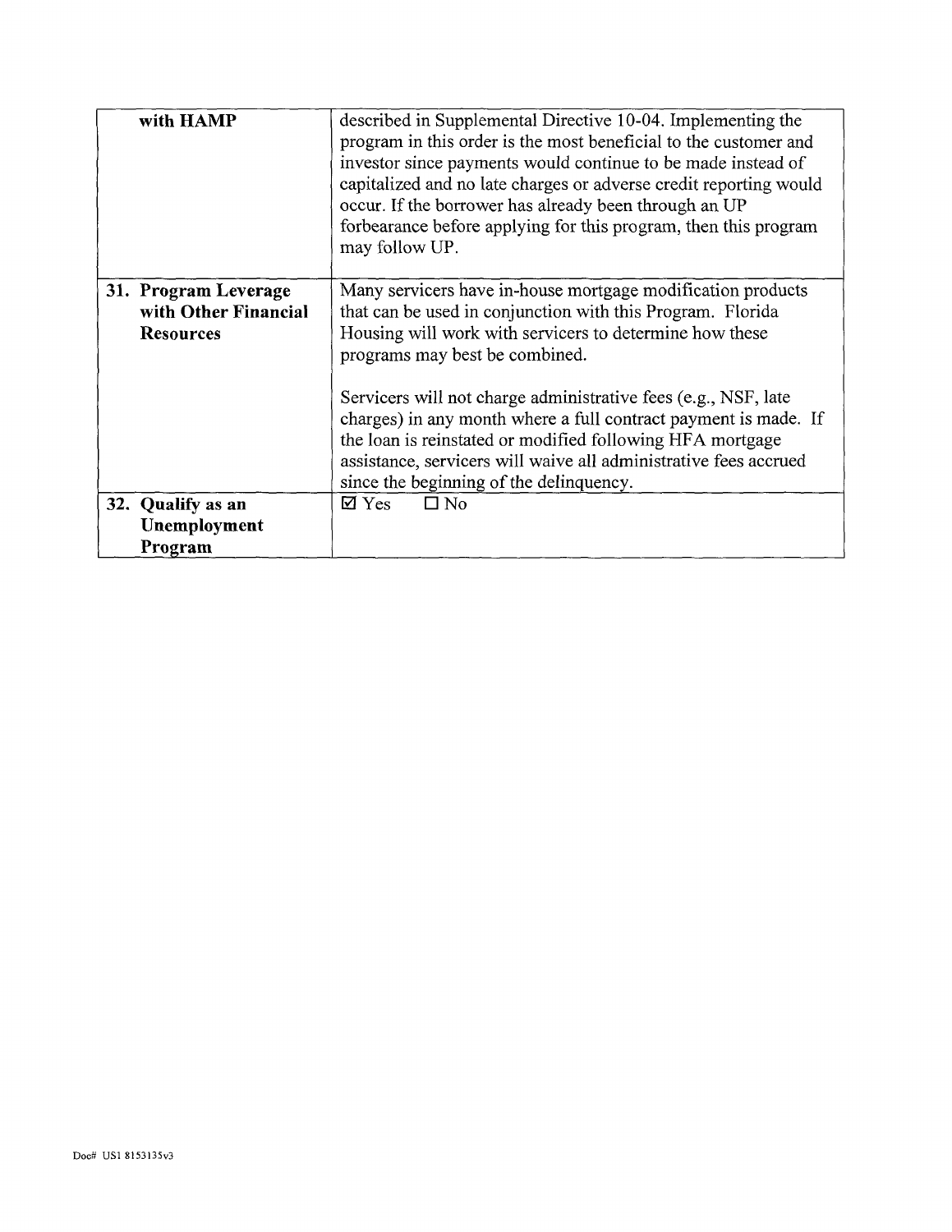| | |
|---|---|
| **with HAMP** | described in Supplemental Directive 10-04. Implementing the program in this order is the most beneficial to the customer and investor since payments would continue to be made instead of capitalized and no late charges or adverse credit reporting would occur. If the borrower has already been through an UP forbearance before applying for this program, then this program may follow UP. |
| **31. Program Leverage with Other Financial Resources** | Many servicers have in-house mortgage modification products that can be used in conjunction with this Program. Florida Housing will work with servicers to determine how these programs may best be combined.<br><br>Servicers will not charge administrative fees (e.g., NSF, late charges) in any month where a full contract payment is made. If the loan is reinstated or modified following HFA mortgage assistance, servicers will waive all administrative fees accrued since the beginning of the delinquency. |
| **32. Qualify as an Unemployment Program** | ☑ Yes ☐ No |

Doc# US1 8153135v3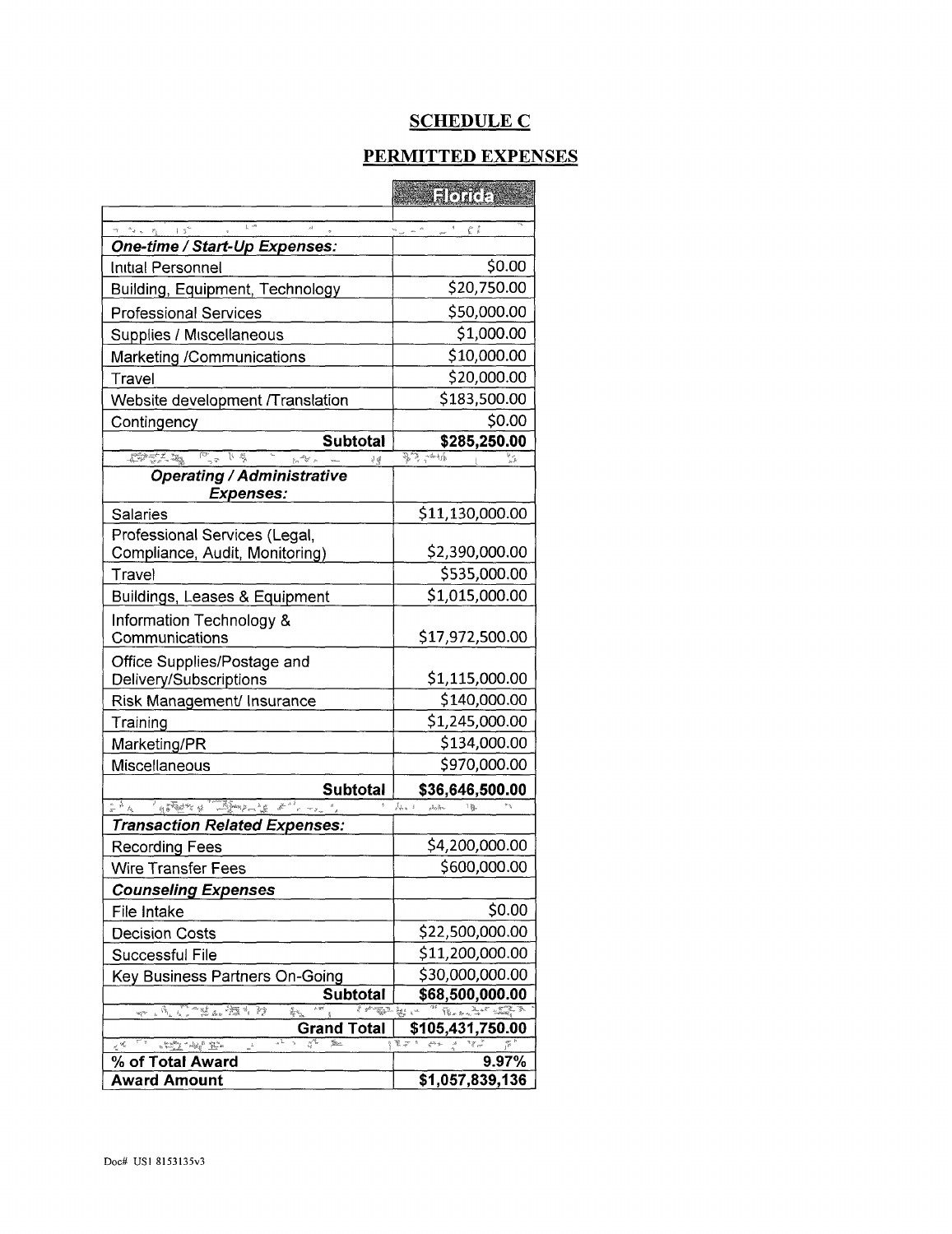## SCHEDULE C

## PERMITTED EXPENSES

| | Florida |
|---|---|
| ***One-time / Start-Up Expenses:*** | |
| Initial Personnel | $0.00 |
| Building, Equipment, Technology | $20,750.00 |
| Professional Services | $50,000.00 |
| Supplies / Miscellaneous | $1,000.00 |
| Marketing /Communications | $10,000.00 |
| Travel | $20,000.00 |
| Website development /Translation | $183,500.00 |
| Contingency | $0.00 |
| **Subtotal** | **$285,250.00** |
| ***Operating / Administrative Expenses:*** | |
| Salaries | $11,130,000.00 |
| Professional Services (Legal, Compliance, Audit, Monitoring) | $2,390,000.00 |
| Travel | $535,000.00 |
| Buildings, Leases & Equipment | $1,015,000.00 |
| Information Technology & Communications | $17,972,500.00 |
| Office Supplies/Postage and Delivery/Subscriptions | $1,115,000.00 |
| Risk Management/ Insurance | $140,000.00 |
| Training | $1,245,000.00 |
| Marketing/PR | $134,000.00 |
| Miscellaneous | $970,000.00 |
| **Subtotal** | **$36,646,500.00** |
| ***Transaction Related Expenses:*** | |
| Recording Fees | $4,200,000.00 |
| Wire Transfer Fees | $600,000.00 |
| ***Counseling Expenses*** | |
| File Intake | $0.00 |
| Decision Costs | $22,500,000.00 |
| Successful File | $11,200,000.00 |
| Key Business Partners On-Going | $30,000,000.00 |
| **Subtotal** | **$68,500,000.00** |
| **Grand Total** | **$105,431,750.00** |
| **% of Total Award** | **9.97%** |
| **Award Amount** | **$1,057,839,136** |

Doc# US1 8153135v3